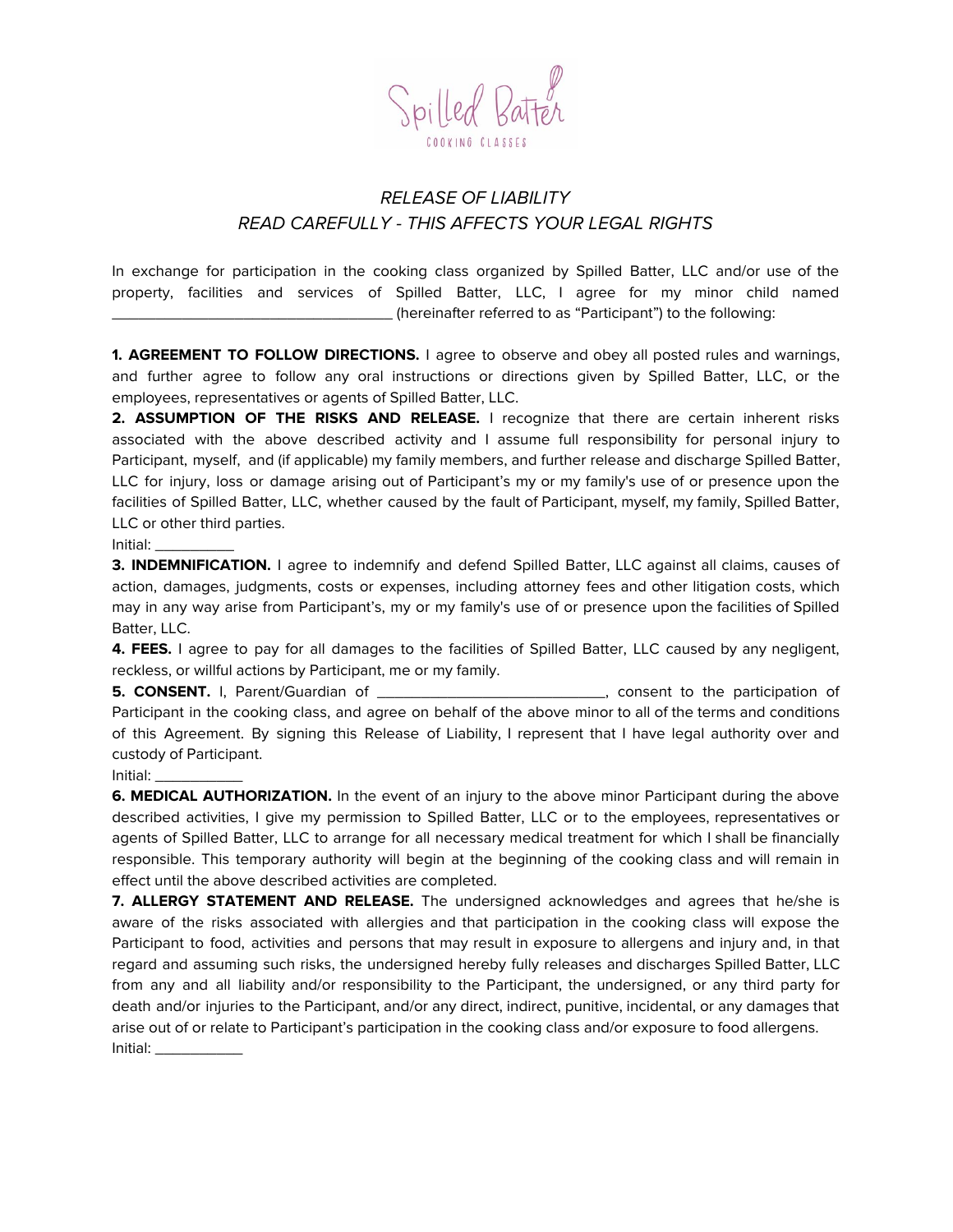Spilled Batter

COOKING CLASSES

*RELEASE OF LIABILITY*

*READ CAREFULLY - THIS AFFECTS YOUR LEGAL RIGHTS*

In exchange for participation in the cooking class organized by Spilled Batter, LLC and/or use of the property, facilities and services of Spilled Batter, LLC, I agree for my minor child named ________________________________ (hereinafter referred to as "Participant") to the following:

**1. AGREEMENT TO FOLLOW DIRECTIONS.** I agree to observe and obey all posted rules and warnings, and further agree to follow any oral instructions or directions given by Spilled Batter, LLC, or the employees, representatives or agents of Spilled Batter, LLC.

**2. ASSUMPTION OF THE RISKS AND RELEASE.** I recognize that there are certain inherent risks associated with the above described activity and I assume full responsibility for personal injury to Participant, myself, and (if applicable) my family members, and further release and discharge Spilled Batter, LLC for injury, loss or damage arising out of Participant's my or my family's use of or presence upon the facilities of Spilled Batter, LLC, whether caused by the fault of Participant, myself, my family, Spilled Batter, LLC or other third parties.

Initial: __________

**3. INDEMNIFICATION.** I agree to indemnify and defend Spilled Batter, LLC against all claims, causes of action, damages, judgments, costs or expenses, including attorney fees and other litigation costs, which may in any way arise from Participant's, my or my family's use of or presence upon the facilities of Spilled Batter, LLC.

**4. FEES.** I agree to pay for all damages to the facilities of Spilled Batter, LLC caused by any negligent, reckless, or willful actions by Participant, me or my family.

**5. CONSENT.** I, Parent/Guardian of ____________________________, consent to the participation of Participant in the cooking class, and agree on behalf of the above minor to all of the terms and conditions of this Agreement. By signing this Release of Liability, I represent that I have legal authority over and custody of Participant.

Initial: ___________

**6. MEDICAL AUTHORIZATION.** In the event of an injury to the above minor Participant during the above described activities, I give my permission to Spilled Batter, LLC or to the employees, representatives or agents of Spilled Batter, LLC to arrange for all necessary medical treatment for which I shall be financially responsible. This temporary authority will begin at the beginning of the cooking class and will remain in effect until the above described activities are completed.

**7. ALLERGY STATEMENT AND RELEASE.** The undersigned acknowledges and agrees that he/she is aware of the risks associated with allergies and that participation in the cooking class will expose the Participant to food, activities and persons that may result in exposure to allergens and injury and, in that regard and assuming such risks, the undersigned hereby fully releases and discharges Spilled Batter, LLC from any and all liability and/or responsibility to the Participant, the undersigned, or any third party for death and/or injuries to the Participant, and/or any direct, indirect, punitive, incidental, or any damages that arise out of or relate to Participant's participation in the cooking class and/or exposure to food allergens.

Initial: ___________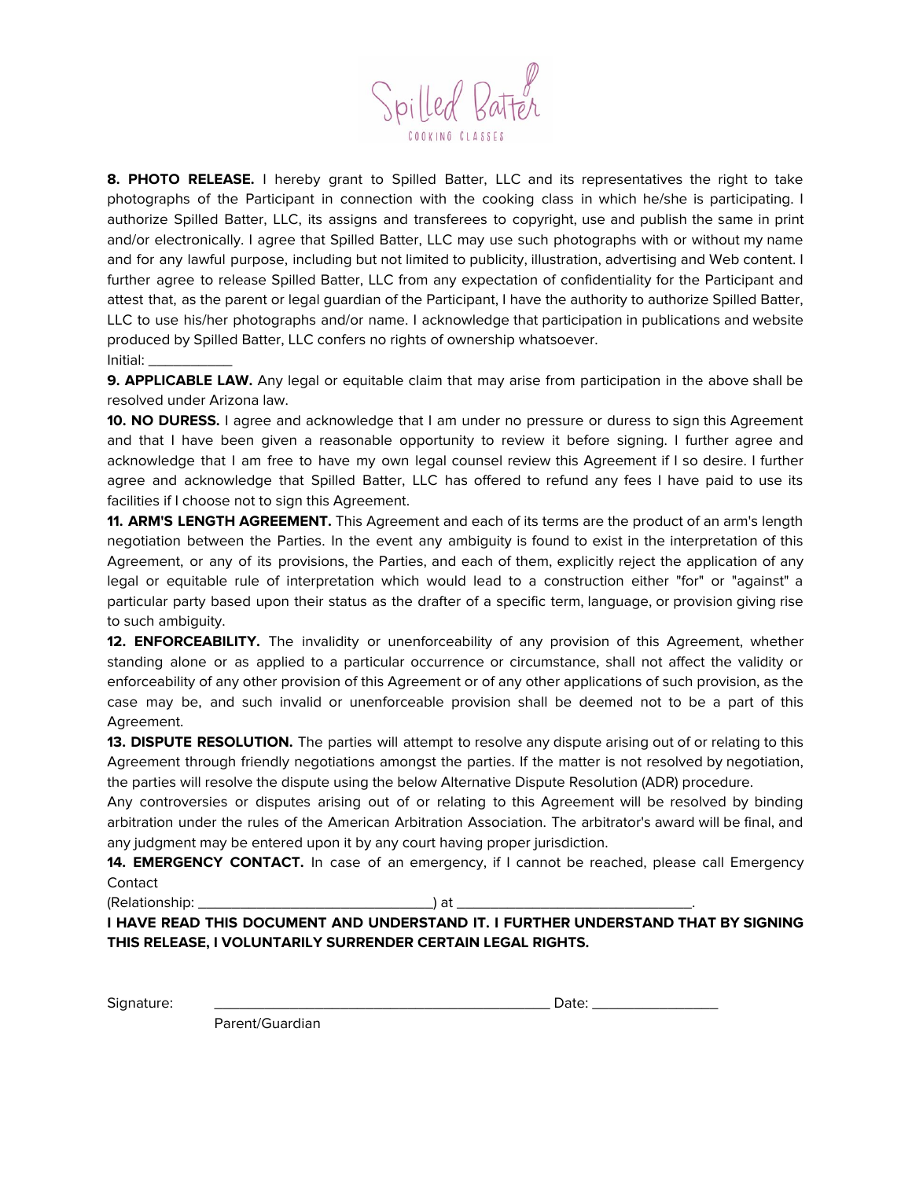**8. PHOTO RELEASE.** I hereby grant to Spilled Batter, LLC and its representatives the right to take photographs of the Participant in connection with the cooking class in which he/she is participating. I authorize Spilled Batter, LLC, its assigns and transferees to copyright, use and publish the same in print and/or electronically. I agree that Spilled Batter, LLC may use such photographs with or without my name and for any lawful purpose, including but not limited to publicity, illustration, advertising and Web content. I further agree to release Spilled Batter, LLC from any expectation of confidentiality for the Participant and attest that, as the parent or legal guardian of the Participant, I have the authority to authorize Spilled Batter, LLC to use his/her photographs and/or name. I acknowledge that participation in publications and website produced by Spilled Batter, LLC confers no rights of ownership whatsoever.

Initial: ___________

**9. APPLICABLE LAW.** Any legal or equitable claim that may arise from participation in the above shall be resolved under Arizona law.

**10. NO DURESS.** I agree and acknowledge that I am under no pressure or duress to sign this Agreement and that I have been given a reasonable opportunity to review it before signing. I further agree and acknowledge that I am free to have my own legal counsel review this Agreement if I so desire. I further agree and acknowledge that Spilled Batter, LLC has offered to refund any fees I have paid to use its facilities if I choose not to sign this Agreement.

**11. ARM'S LENGTH AGREEMENT.** This Agreement and each of its terms are the product of an arm's length negotiation between the Parties. In the event any ambiguity is found to exist in the interpretation of this Agreement, or any of its provisions, the Parties, and each of them, explicitly reject the application of any legal or equitable rule of interpretation which would lead to a construction either "for" or "against" a particular party based upon their status as the drafter of a specific term, language, or provision giving rise to such ambiguity.

**12. ENFORCEABILITY.** The invalidity or unenforceability of any provision of this Agreement, whether standing alone or as applied to a particular occurrence or circumstance, shall not affect the validity or enforceability of any other provision of this Agreement or of any other applications of such provision, as the case may be, and such invalid or unenforceable provision shall be deemed not to be a part of this Agreement.

**13. DISPUTE RESOLUTION.** The parties will attempt to resolve any dispute arising out of or relating to this Agreement through friendly negotiations amongst the parties. If the matter is not resolved by negotiation, the parties will resolve the dispute using the below Alternative Dispute Resolution (ADR) procedure.

Any controversies or disputes arising out of or relating to this Agreement will be resolved by binding arbitration under the rules of the American Arbitration Association. The arbitrator's award will be final, and any judgment may be entered upon it by any court having proper jurisdiction.

**14. EMERGENCY CONTACT.** In case of an emergency, if I cannot be reached, please call Emergency Contact

(Relationship: ______________________________) at ______________________________.

**I HAVE READ THIS DOCUMENT AND UNDERSTAND IT. I FURTHER UNDERSTAND THAT BY SIGNING THIS RELEASE, I VOLUNTARILY SURRENDER CERTAIN LEGAL RIGHTS.**

Signature: ___________________________________________ Date: ________________

Parent/Guardian